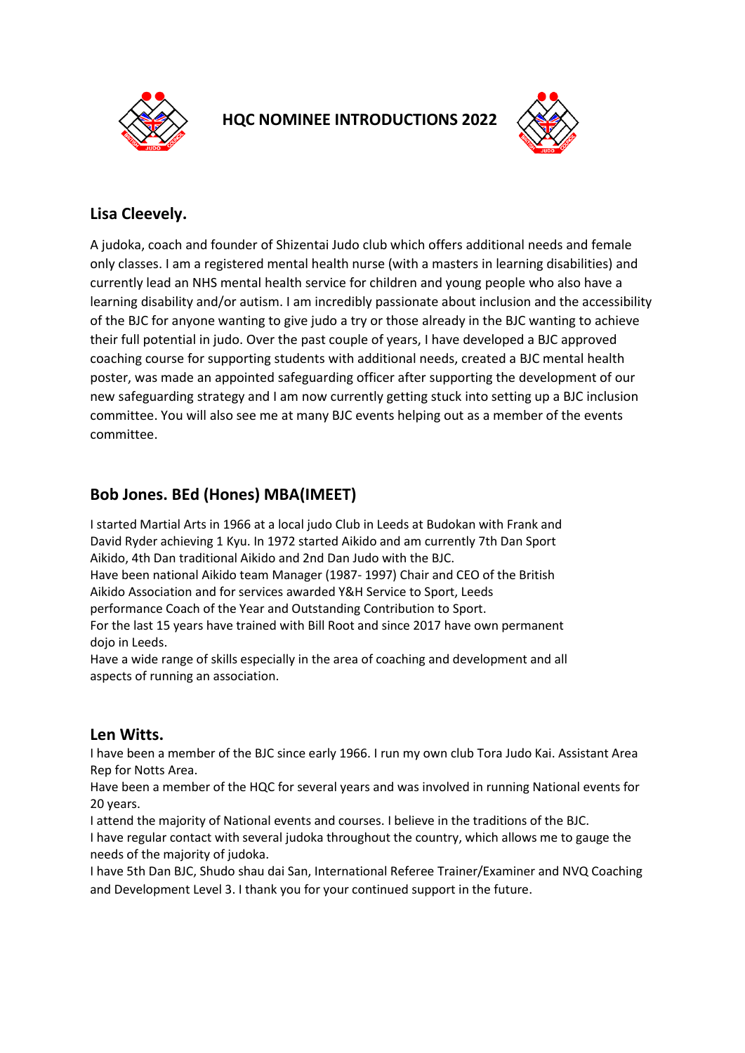# HQC NOMINEE INTRODUCTIONS 2022

## Lisa Cleevely.

A judoka, coach and founder of Shizentai Judo club which offers additional needs and female only classes. I am a registered mental health nurse (with a masters in learning disabilities) and currently lead an NHS mental health service for children and young people who also have a learning disability and/or autism. I am incredibly passionate about inclusion and the accessibility of the BJC for anyone wanting to give judo a try or those already in the BJC wanting to achieve their full potential in judo. Over the past couple of years, I have developed a BJC approved coaching course for supporting students with additional needs, created a BJC mental health poster, was made an appointed safeguarding officer after supporting the development of our new safeguarding strategy and I am now currently getting stuck into setting up a BJC inclusion committee. You will also see me at many BJC events helping out as a member of the events committee.

## Bob Jones. BEd (Hones) MBA(IMEET)

I started Martial Arts in 1966 at a local judo Club in Leeds at Budokan with Frank and David Ryder achieving 1 Kyu. In 1972 started Aikido and am currently 7th Dan Sport Aikido, 4th Dan traditional Aikido and 2nd Dan Judo with the BJC.
Have been national Aikido team Manager (1987- 1997) Chair and CEO of the British Aikido Association and for services awarded Y&H Service to Sport, Leeds performance Coach of the Year and Outstanding Contribution to Sport.
For the last 15 years have trained with Bill Root and since 2017 have own permanent dojo in Leeds.
Have a wide range of skills especially in the area of coaching and development and all aspects of running an association.

## Len Witts.

I have been a member of the BJC since early 1966. I run my own club Tora Judo Kai. Assistant Area Rep for Notts Area.
Have been a member of the HQC for several years and was involved in running National events for 20 years.
I attend the majority of National events and courses. I believe in the traditions of the BJC.
I have regular contact with several judoka throughout the country, which allows me to gauge the needs of the majority of judoka.
I have 5th Dan BJC, Shudo shau dai San, International Referee Trainer/Examiner and NVQ Coaching and Development Level 3. I thank you for your continued support in the future.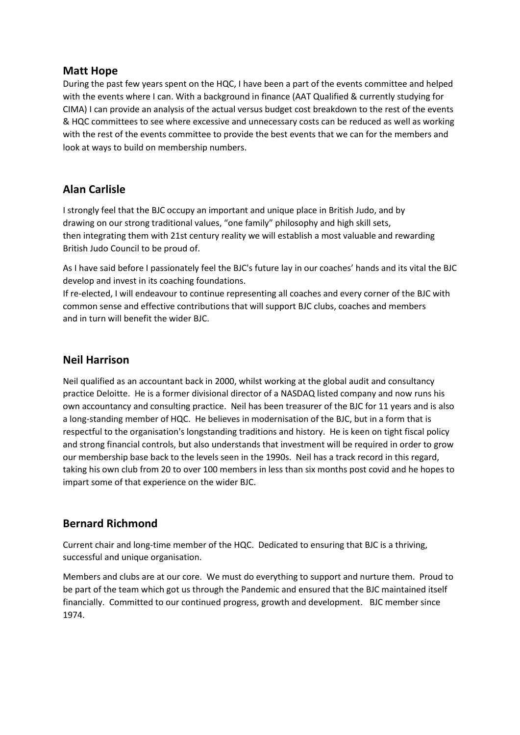## Matt Hope

During the past few years spent on the HQC, I have been a part of the events committee and helped with the events where I can. With a background in finance (AAT Qualified & currently studying for CIMA) I can provide an analysis of the actual versus budget cost breakdown to the rest of the events & HQC committees to see where excessive and unnecessary costs can be reduced as well as working with the rest of the events committee to provide the best events that we can for the members and look at ways to build on membership numbers.

## Alan Carlisle

I strongly feel that the BJC occupy an important and unique place in British Judo, and by drawing on our strong traditional values, "one family" philosophy and high skill sets, then integrating them with 21st century reality we will establish a most valuable and rewarding British Judo Council to be proud of.

As I have said before I passionately feel the BJC's future lay in our coaches' hands and its vital the BJC develop and invest in its coaching foundations.
If re-elected, I will endeavour to continue representing all coaches and every corner of the BJC with common sense and effective contributions that will support BJC clubs, coaches and members and in turn will benefit the wider BJC.

## Neil Harrison

Neil qualified as an accountant back in 2000, whilst working at the global audit and consultancy practice Deloitte. He is a former divisional director of a NASDAQ listed company and now runs his own accountancy and consulting practice. Neil has been treasurer of the BJC for 11 years and is also a long-standing member of HQC. He believes in modernisation of the BJC, but in a form that is respectful to the organisation's longstanding traditions and history. He is keen on tight fiscal policy and strong financial controls, but also understands that investment will be required in order to grow our membership base back to the levels seen in the 1990s. Neil has a track record in this regard, taking his own club from 20 to over 100 members in less than six months post covid and he hopes to impart some of that experience on the wider BJC.

## Bernard Richmond

Current chair and long-time member of the HQC. Dedicated to ensuring that BJC is a thriving, successful and unique organisation.

Members and clubs are at our core. We must do everything to support and nurture them. Proud to be part of the team which got us through the Pandemic and ensured that the BJC maintained itself financially. Committed to our continued progress, growth and development. BJC member since 1974.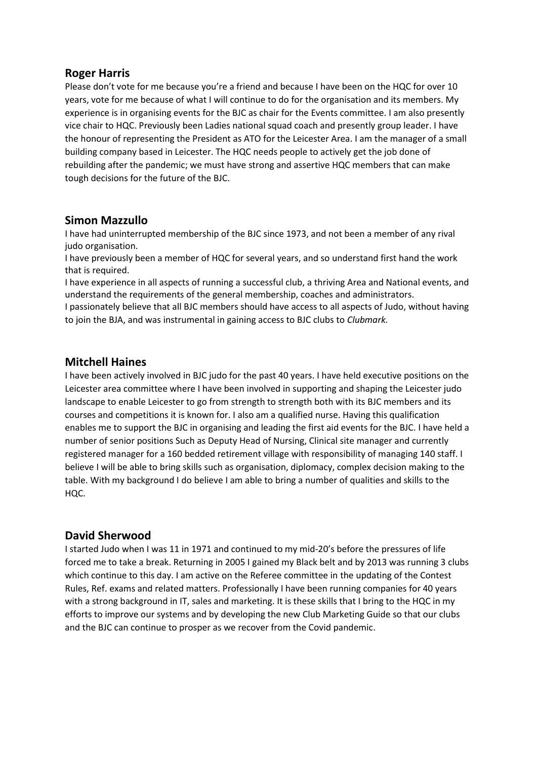## Roger Harris

Please don't vote for me because you're a friend and because I have been on the HQC for over 10 years, vote for me because of what I will continue to do for the organisation and its members. My experience is in organising events for the BJC as chair for the Events committee. I am also presently vice chair to HQC. Previously been Ladies national squad coach and presently group leader. I have the honour of representing the President as ATO for the Leicester Area. I am the manager of a small building company based in Leicester. The HQC needs people to actively get the job done of rebuilding after the pandemic; we must have strong and assertive HQC members that can make tough decisions for the future of the BJC.

## Simon Mazzullo

I have had uninterrupted membership of the BJC since 1973, and not been a member of any rival judo organisation.

I have previously been a member of HQC for several years, and so understand first hand the work that is required.

I have experience in all aspects of running a successful club, a thriving Area and National events, and understand the requirements of the general membership, coaches and administrators.

I passionately believe that all BJC members should have access to all aspects of Judo, without having to join the BJA, and was instrumental in gaining access to BJC clubs to *Clubmark.*

## Mitchell Haines

I have been actively involved in BJC judo for the past 40 years. I have held executive positions on the Leicester area committee where I have been involved in supporting and shaping the Leicester judo landscape to enable Leicester to go from strength to strength both with its BJC members and its courses and competitions it is known for. I also am a qualified nurse. Having this qualification enables me to support the BJC in organising and leading the first aid events for the BJC. I have held a number of senior positions Such as Deputy Head of Nursing, Clinical site manager and currently registered manager for a 160 bedded retirement village with responsibility of managing 140 staff. I believe I will be able to bring skills such as organisation, diplomacy, complex decision making to the table. With my background I do believe I am able to bring a number of qualities and skills to the HQC.

## David Sherwood

I started Judo when I was 11 in 1971 and continued to my mid-20's before the pressures of life forced me to take a break. Returning in 2005 I gained my Black belt and by 2013 was running 3 clubs which continue to this day. I am active on the Referee committee in the updating of the Contest Rules, Ref. exams and related matters. Professionally I have been running companies for 40 years with a strong background in IT, sales and marketing. It is these skills that I bring to the HQC in my efforts to improve our systems and by developing the new Club Marketing Guide so that our clubs and the BJC can continue to prosper as we recover from the Covid pandemic.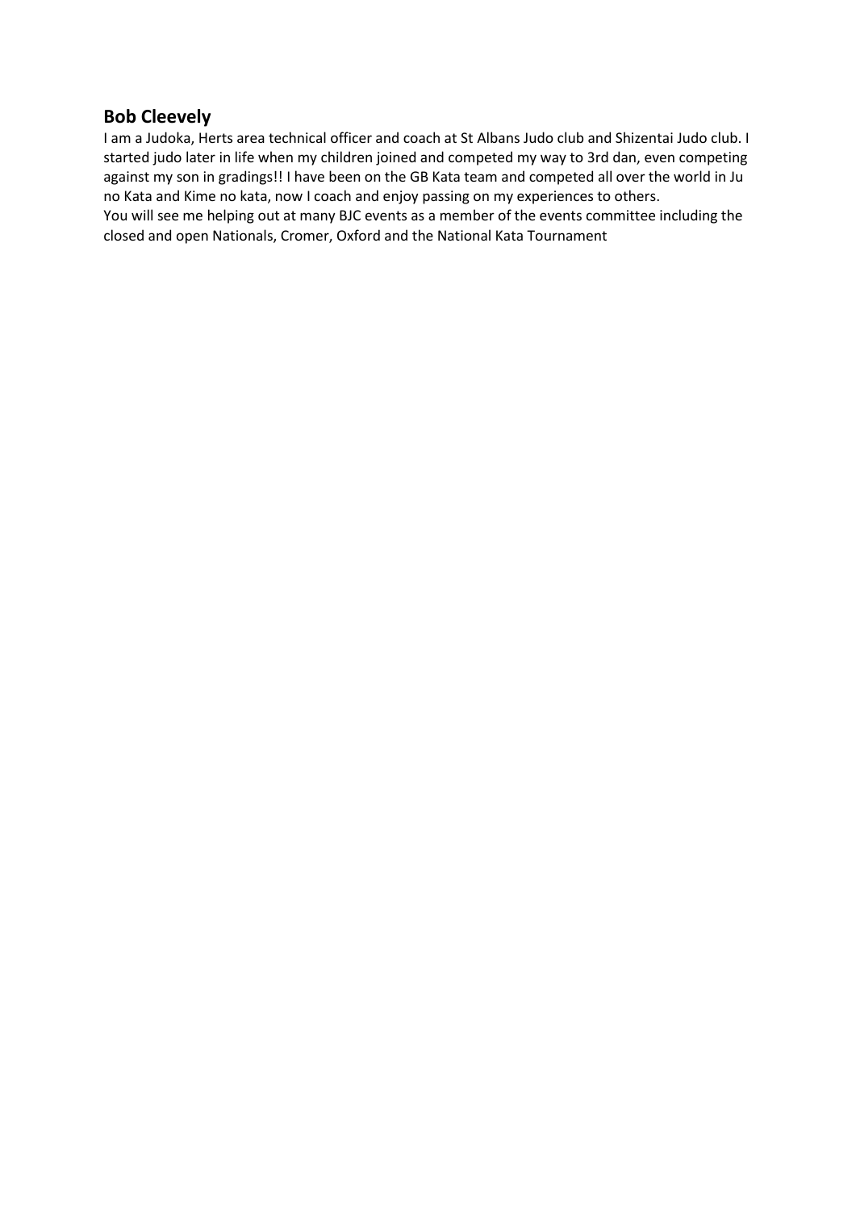## Bob Cleevely

I am a Judoka, Herts area technical officer and coach at St Albans Judo club and Shizentai Judo club. I started judo later in life when my children joined and competed my way to 3rd dan, even competing against my son in gradings!! I have been on the GB Kata team and competed all over the world in Ju no Kata and Kime no kata, now I coach and enjoy passing on my experiences to others.
You will see me helping out at many BJC events as a member of the events committee including the closed and open Nationals, Cromer, Oxford and the National Kata Tournament